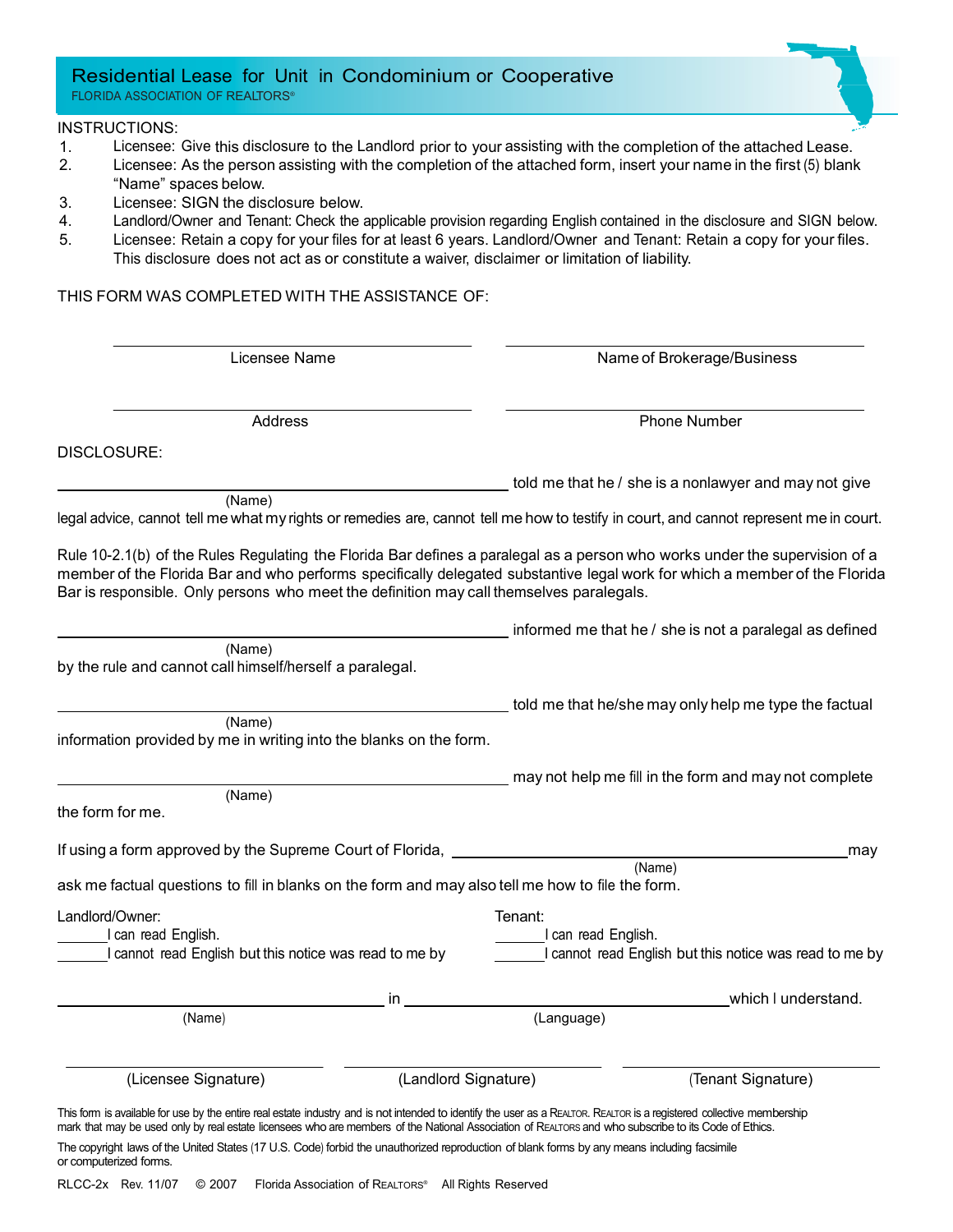# Residential Lease for Unit in Condominium or Cooperative

FLORIDA ASSOCIATION OF REALTORS®

INSTRUCTIONS:

1. Licensee: Give this disclosure to the Landlord prior to your assisting with the completion of the attached Lease.
2. Licensee: As the person assisting with the completion of the attached form, insert your name in the first (5) blank "Name" spaces below.
3. Licensee: SIGN the disclosure below.
4. Landlord/Owner and Tenant: Check the applicable provision regarding English contained in the disclosure and SIGN below.
5. Licensee: Retain a copy for your files for at least 6 years. Landlord/Owner and Tenant: Retain a copy for your files. This disclosure does not act as or constitute a waiver, disclaimer or limitation of liability.

THIS FORM WAS COMPLETED WITH THE ASSISTANCE OF:

| | |
|---|---|
| ______________________ Licensee Name | ______________________ Name of Brokerage/Business |
| ______________________ Address | ______________________ Phone Number |

DISCLOSURE:

______________________ (Name) told me that he / she is a nonlawyer and may not give legal advice, cannot tell me what my rights or remedies are, cannot tell me how to testify in court, and cannot represent me in court.

Rule 10-2.1(b) of the Rules Regulating the Florida Bar defines a paralegal as a person who works under the supervision of a member of the Florida Bar and who performs specifically delegated substantive legal work for which a member of the Florida Bar is responsible. Only persons who meet the definition may call themselves paralegals.

______________________ (Name) informed me that he / she is not a paralegal as defined by the rule and cannot call himself/herself a paralegal.

______________________ (Name) told me that he/she may only help me type the factual information provided by me in writing into the blanks on the form.

______________________ (Name) may not help me fill in the form and may not complete the form for me.

If using a form approved by the Supreme Court of Florida, ______________________ (Name) may ask me factual questions to fill in blanks on the form and may also tell me how to file the form.

Landlord/Owner:

______ I can read English.

______ I cannot read English but this notice was read to me by

Tenant:

______ I can read English.

______ I cannot read English but this notice was read to me by

______________________ (Name) in ______________________ (Language) which I understand.

| | | |
|---|---|---|
| ______________________ (Licensee Signature) | ______________________ (Landlord Signature) | ______________________ (Tenant Signature) |

This form is available for use by the entire real estate industry and is not intended to identify the user as a REALTOR. REALTOR is a registered collective membership mark that may be used only by real estate licensees who are members of the National Association of REALTORS and who subscribe to its Code of Ethics.

The copyright laws of the United States (17 U.S. Code) forbid the unauthorized reproduction of blank forms by any means including facsimile or computerized forms.

RLCC-2x Rev. 11/07 © 2007 Florida Association of REALTORS® All Rights Reserved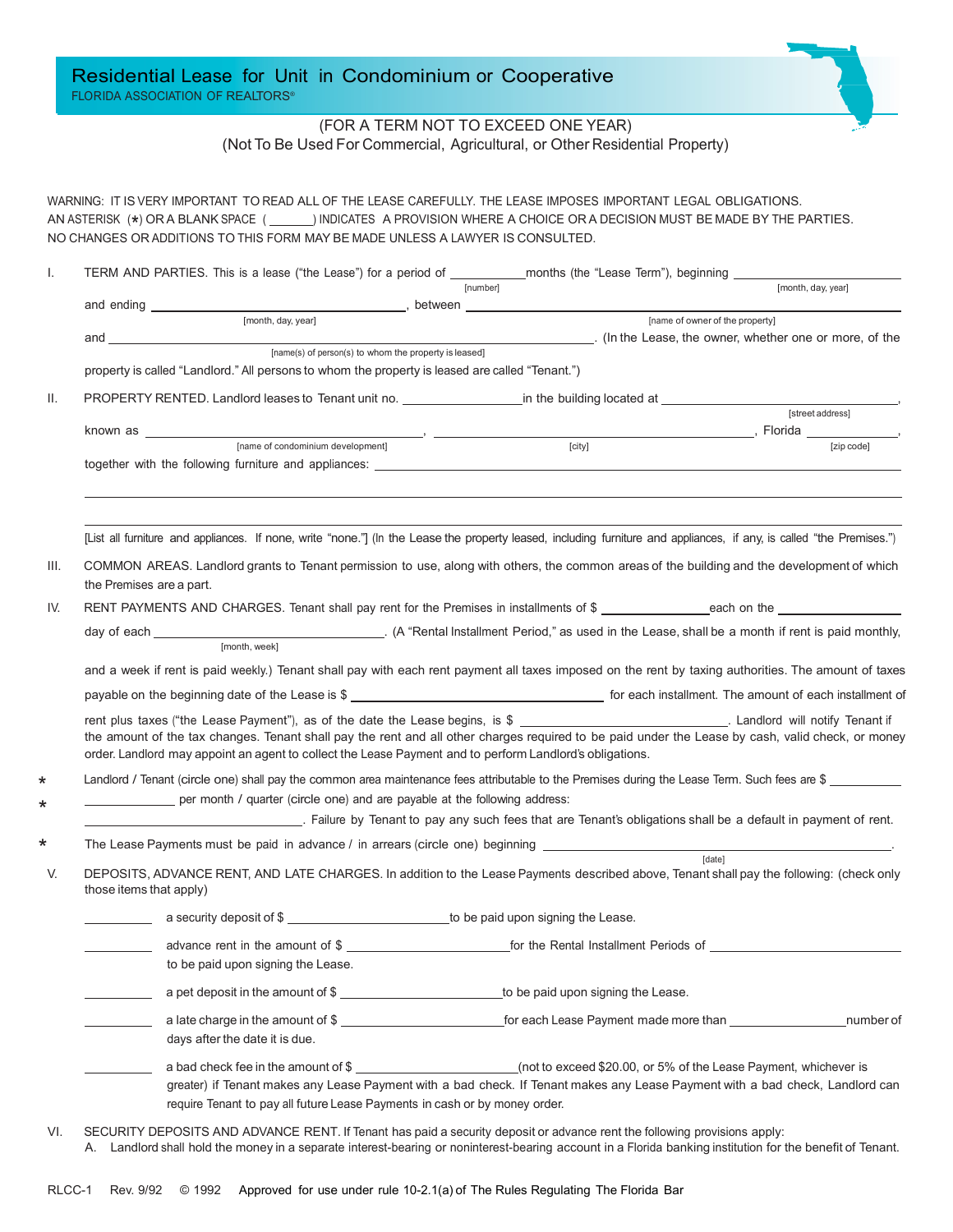# Residential Lease for Unit in Condominium or Cooperative

FLORIDA ASSOCIATION OF REALTORS®

(FOR A TERM NOT TO EXCEED ONE YEAR)
(Not To Be Used For Commercial, Agricultural, or Other Residential Property)

WARNING: IT IS VERY IMPORTANT TO READ ALL OF THE LEASE CAREFULLY. THE LEASE IMPOSES IMPORTANT LEGAL OBLIGATIONS. AN ASTERISK (*) OR A BLANK SPACE ( ______ ) INDICATES A PROVISION WHERE A CHOICE OR A DECISION MUST BE MADE BY THE PARTIES. NO CHANGES OR ADDITIONS TO THIS FORM MAY BE MADE UNLESS A LAWYER IS CONSULTED.

I. TERM AND PARTIES. This is a lease ("the Lease") for a period of ___________ [number] months (the "Lease Term"), beginning ______________________ [month, day, year] and ending ______________________ [month, day, year], between ______________________ [name of owner of the property] and ______________________ [name(s) of person(s) to whom the property is leased]. (In the Lease, the owner, whether one or more, of the property is called "Landlord." All persons to whom the property is leased are called "Tenant.")

II. PROPERTY RENTED. Landlord leases to Tenant unit no. ______________ in the building located at ______________________ [street address], known as ______________________ [name of condominium development], ______________________ [city], Florida __________ [zip code], together with the following furniture and appliances: ______________________

______________________

______________________

[List all furniture and appliances. If none, write "none."] (In the Lease the property leased, including furniture and appliances, if any, is called "the Premises.")

III. COMMON AREAS. Landlord grants to Tenant permission to use, along with others, the common areas of the building and the development of which the Premises are a part.

IV. RENT PAYMENTS AND CHARGES. Tenant shall pay rent for the Premises in installments of $ ______________ each on the ______________ day of each ______________ [month, week]. (A "Rental Installment Period," as used in the Lease, shall be a month if rent is paid monthly, and a week if rent is paid weekly.) Tenant shall pay with each rent payment all taxes imposed on the rent by taxing authorities. The amount of taxes payable on the beginning date of the Lease is $ ______________ for each installment. The amount of each installment of rent plus taxes ("the Lease Payment"), as of the date the Lease begins, is $ ______________. Landlord will notify Tenant if the amount of the tax changes. Tenant shall pay the rent and all other charges required to be paid under the Lease by cash, valid check, or money order. Landlord may appoint an agent to collect the Lease Payment and to perform Landlord's obligations.

\* Landlord / Tenant (circle one) shall pay the common area maintenance fees attributable to the Premises during the Lease Term. Such fees are $ __________

\* __________ per month / quarter (circle one) and are payable at the following address: ______________________. Failure by Tenant to pay any such fees that are Tenant's obligations shall be a default in payment of rent.

\* The Lease Payments must be paid in advance / in arrears (circle one) beginning ______________________ [date].

V. DEPOSITS, ADVANCE RENT, AND LATE CHARGES. In addition to the Lease Payments described above, Tenant shall pay the following: (check only those items that apply)

__________ a security deposit of $ ______________ to be paid upon signing the Lease.

__________ advance rent in the amount of $ ______________ for the Rental Installment Periods of ______________ to be paid upon signing the Lease.

__________ a pet deposit in the amount of $ ______________ to be paid upon signing the Lease.

__________ a late charge in the amount of $ ______________ for each Lease Payment made more than ______________ number of days after the date it is due.

__________ a bad check fee in the amount of $ ______________ (not to exceed $20.00, or 5% of the Lease Payment, whichever is greater) if Tenant makes any Lease Payment with a bad check. If Tenant makes any Lease Payment with a bad check, Landlord can require Tenant to pay all future Lease Payments in cash or by money order.

VI. SECURITY DEPOSITS AND ADVANCE RENT. If Tenant has paid a security deposit or advance rent the following provisions apply:

A. Landlord shall hold the money in a separate interest-bearing or noninterest-bearing account in a Florida banking institution for the benefit of Tenant.

RLCC-1 Rev. 9/92 © 1992 Approved for use under rule 10-2.1(a) of The Rules Regulating The Florida Bar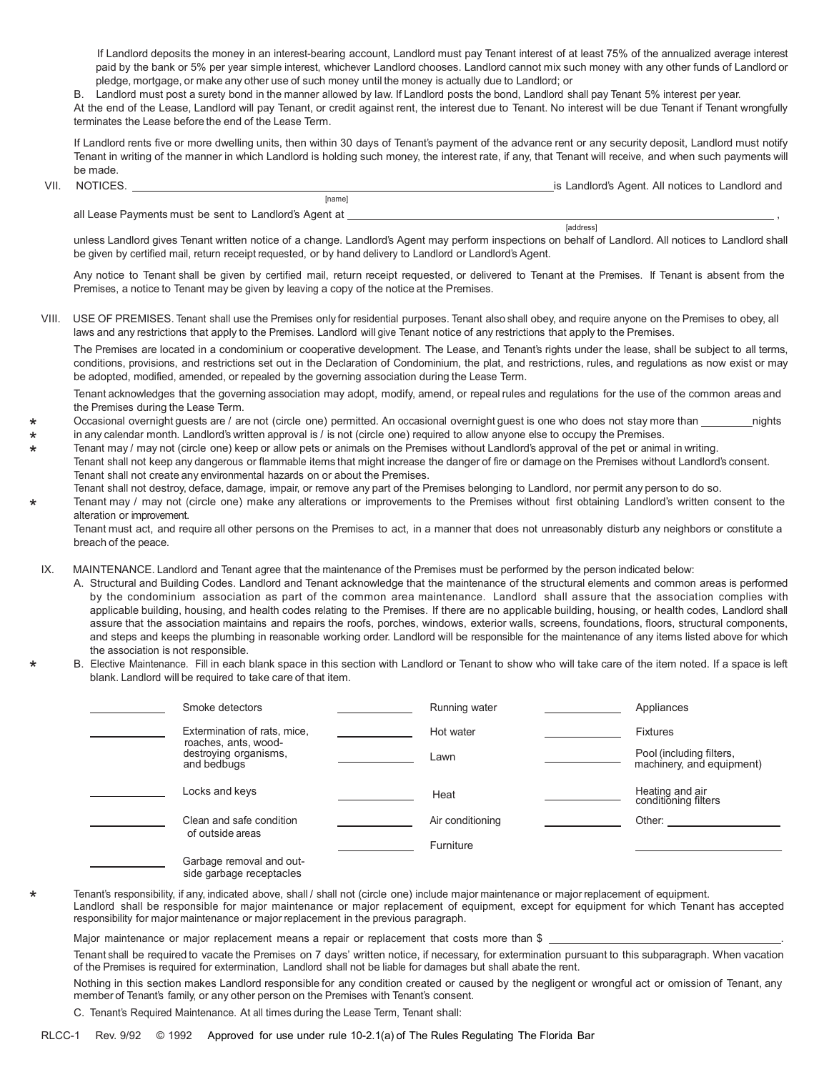If Landlord deposits the money in an interest-bearing account, Landlord must pay Tenant interest of at least 75% of the annualized average interest paid by the bank or 5% per year simple interest, whichever Landlord chooses. Landlord cannot mix such money with any other funds of Landlord or pledge, mortgage, or make any other use of such money until the money is actually due to Landlord; or

B. Landlord must post a surety bond in the manner allowed by law. If Landlord posts the bond, Landlord shall pay Tenant 5% interest per year.

At the end of the Lease, Landlord will pay Tenant, or credit against rent, the interest due to Tenant. No interest will be due Tenant if Tenant wrongfully terminates the Lease before the end of the Lease Term.

If Landlord rents five or more dwelling units, then within 30 days of Tenant's payment of the advance rent or any security deposit, Landlord must notify Tenant in writing of the manner in which Landlord is holding such money, the interest rate, if any, that Tenant will receive, and when such payments will be made.

VII. NOTICES. ______________________________________ [name] is Landlord's Agent. All notices to Landlord and all Lease Payments must be sent to Landlord's Agent at ______________________________________ [address], unless Landlord gives Tenant written notice of a change. Landlord's Agent may perform inspections on behalf of Landlord. All notices to Landlord shall be given by certified mail, return receipt requested, or by hand delivery to Landlord or Landlord's Agent.

Any notice to Tenant shall be given by certified mail, return receipt requested, or delivered to Tenant at the Premises. If Tenant is absent from the Premises, a notice to Tenant may be given by leaving a copy of the notice at the Premises.

VIII. USE OF PREMISES. Tenant shall use the Premises only for residential purposes. Tenant also shall obey, and require anyone on the Premises to obey, all laws and any restrictions that apply to the Premises. Landlord will give Tenant notice of any restrictions that apply to the Premises.

The Premises are located in a condominium or cooperative development. The Lease, and Tenant's rights under the lease, shall be subject to all terms, conditions, provisions, and restrictions set out in the Declaration of Condominium, the plat, and restrictions, rules, and regulations as now exist or may be adopted, modified, amended, or repealed by the governing association during the Lease Term.

Tenant acknowledges that the governing association may adopt, modify, amend, or repeal rules and regulations for the use of the common areas and the Premises during the Lease Term.

\* Occasional overnight guests are / are not (circle one) permitted. An occasional overnight guest is one who does not stay more than ________ nights
\* in any calendar month. Landlord's written approval is / is not (circle one) required to allow anyone else to occupy the Premises.
\* Tenant may / may not (circle one) keep or allow pets or animals on the Premises without Landlord's approval of the pet or animal in writing.
Tenant shall not keep any dangerous or flammable items that might increase the danger of fire or damage on the Premises without Landlord's consent.
Tenant shall not create any environmental hazards on or about the Premises.
Tenant shall not destroy, deface, damage, impair, or remove any part of the Premises belonging to Landlord, nor permit any person to do so.
\* Tenant may / may not (circle one) make any alterations or improvements to the Premises without first obtaining Landlord's written consent to the alteration or improvement.
Tenant must act, and require all other persons on the Premises to act, in a manner that does not unreasonably disturb any neighbors or constitute a breach of the peace.

IX. MAINTENANCE. Landlord and Tenant agree that the maintenance of the Premises must be performed by the person indicated below:

A. Structural and Building Codes. Landlord and Tenant acknowledge that the maintenance of the structural elements and common areas is performed by the condominium association as part of the common area maintenance. Landlord shall assure that the association complies with applicable building, housing, and health codes relating to the Premises. If there are no applicable building, housing, or health codes, Landlord shall assure that the association maintains and repairs the roofs, porches, windows, exterior walls, screens, foundations, floors, structural components, and steps and keeps the plumbing in reasonable working order. Landlord will be responsible for the maintenance of any items listed above for which the association is not responsible.

\* B. Elective Maintenance. Fill in each blank space in this section with Landlord or Tenant to show who will take care of the item noted. If a space is left blank. Landlord will be required to take care of that item.

| | | | | | |
|---|---|---|---|---|---|
| ________ | Smoke detectors | ________ | Running water | ________ | Appliances |
| ________ | Extermination of rats, mice, roaches, ants, wood-destroying organisms, and bedbugs | ________ | Hot water | ________ | Fixtures |
| | | ________ | Lawn | ________ | Pool (including filters, machinery, and equipment) |
| ________ | Locks and keys | ________ | Heat | ________ | Heating and air conditioning filters |
| ________ | Clean and safe condition of outside areas | ________ | Air conditioning | ________ | Other: ________ |
| | | ________ | Furniture | | ________ |
| ________ | Garbage removal and outside garbage receptacles | | | | |

\* Tenant's responsibility, if any, indicated above, shall / shall not (circle one) include major maintenance or major replacement of equipment.
Landlord shall be responsible for major maintenance or major replacement of equipment, except for equipment for which Tenant has accepted responsibility for major maintenance or major replacement in the previous paragraph.

Major maintenance or major replacement means a repair or replacement that costs more than $ ______________________.

Tenant shall be required to vacate the Premises on 7 days' written notice, if necessary, for extermination pursuant to this subparagraph. When vacation of the Premises is required for extermination, Landlord shall not be liable for damages but shall abate the rent.

Nothing in this section makes Landlord responsible for any condition created or caused by the negligent or wrongful act or omission of Tenant, any member of Tenant's family, or any other person on the Premises with Tenant's consent.

C. Tenant's Required Maintenance. At all times during the Lease Term, Tenant shall:

RLCC-1 Rev. 9/92 © 1992 Approved for use under rule 10-2.1(a) of The Rules Regulating The Florida Bar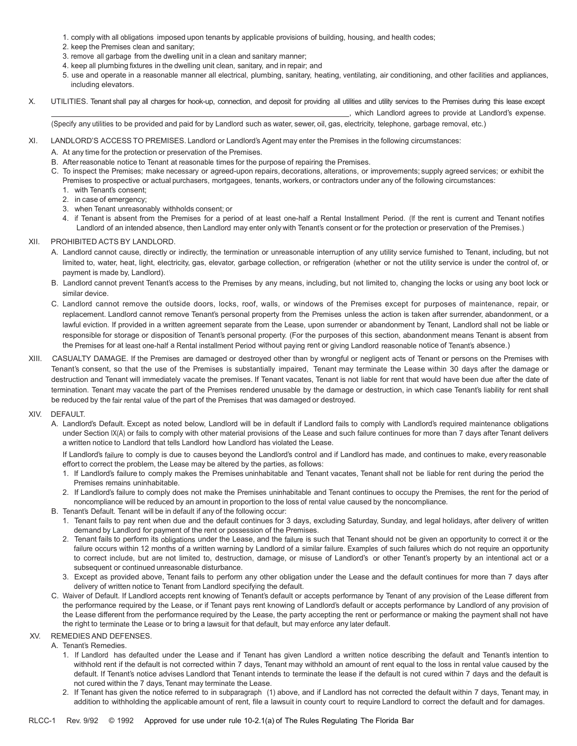1. comply with all obligations imposed upon tenants by applicable provisions of building, housing, and health codes;
2. keep the Premises clean and sanitary;
3. remove all garbage from the dwelling unit in a clean and sanitary manner;
4. keep all plumbing fixtures in the dwelling unit clean, sanitary, and in repair; and
5. use and operate in a reasonable manner all electrical, plumbing, sanitary, heating, ventilating, air conditioning, and other facilities and appliances, including elevators.

X. UTILITIES. Tenant shall pay all charges for hook-up, connection, and deposit for providing all utilities and utility services to the Premises during this lease except \_\_\_\_\_\_\_\_\_\_\_\_\_\_\_\_\_\_\_\_\_\_\_\_\_\_\_\_\_\_\_\_\_\_\_\_\_\_\_\_\_\_\_\_\_\_\_\_\_\_\_\_\_\_\_\_\_\_\_\_\_\_\_\_\_\_\_\_\_\_, which Landlord agrees to provide at Landlord's expense. (Specify any utilities to be provided and paid for by Landlord such as water, sewer, oil, gas, electricity, telephone, garbage removal, etc.)

XI. LANDLORD'S ACCESS TO PREMISES. Landlord or Landlord's Agent may enter the Premises in the following circumstances:

A. At any time for the protection or preservation of the Premises.

B. After reasonable notice to Tenant at reasonable times for the purpose of repairing the Premises.

C. To inspect the Premises; make necessary or agreed-upon repairs, decorations, alterations, or improvements; supply agreed services; or exhibit the Premises to prospective or actual purchasers, mortgagees, tenants, workers, or contractors under any of the following circumstances:
1. with Tenant's consent;
2. in case of emergency;
3. when Tenant unreasonably withholds consent; or
4. if Tenant is absent from the Premises for a period of at least one-half a Rental Installment Period. (If the rent is current and Tenant notifies Landlord of an intended absence, then Landlord may enter only with Tenant's consent or for the protection or preservation of the Premises.)

XII. PROHIBITED ACTS BY LANDLORD.

A. Landlord cannot cause, directly or indirectly, the termination or unreasonable interruption of any utility service furnished to Tenant, including, but not limited to, water, heat, light, electricity, gas, elevator, garbage collection, or refrigeration (whether or not the utility service is under the control of, or payment is made by, Landlord).

B. Landlord cannot prevent Tenant's access to the Premises by any means, including, but not limited to, changing the locks or using any boot lock or similar device.

C. Landlord cannot remove the outside doors, locks, roof, walls, or windows of the Premises except for purposes of maintenance, repair, or replacement. Landlord cannot remove Tenant's personal property from the Premises unless the action is taken after surrender, abandonment, or a lawful eviction. If provided in a written agreement separate from the Lease, upon surrender or abandonment by Tenant, Landlord shall not be liable or responsible for storage or disposition of Tenant's personal property. (For the purposes of this section, abandonment means Tenant is absent from the Premises for at least one-half a Rental installment Period without paying rent or giving Landlord reasonable notice of Tenant's absence.)

XIII. CASUALTY DAMAGE. If the Premises are damaged or destroyed other than by wrongful or negligent acts of Tenant or persons on the Premises with Tenant's consent, so that the use of the Premises is substantially impaired, Tenant may terminate the Lease within 30 days after the damage or destruction and Tenant will immediately vacate the premises. If Tenant vacates, Tenant is not liable for rent that would have been due after the date of termination. Tenant may vacate the part of the Premises rendered unusable by the damage or destruction, in which case Tenant's liability for rent shall be reduced by the fair rental value of the part of the Premises that was damaged or destroyed.

XIV. DEFAULT.

A. Landlord's Default. Except as noted below, Landlord will be in default if Landlord fails to comply with Landlord's required maintenance obligations under Section IX(A) or fails to comply with other material provisions of the Lease and such failure continues for more than 7 days after Tenant delivers a written notice to Landlord that tells Landlord how Landlord has violated the Lease.

If Landlord's failure to comply is due to causes beyond the Landlord's control and if Landlord has made, and continues to make, every reasonable effort to correct the problem, the Lease may be altered by the parties, as follows:
1. If Landlord's failure to comply makes the Premises uninhabitable and Tenant vacates, Tenant shall not be liable for rent during the period the Premises remains uninhabitable.
2. If Landlord's failure to comply does not make the Premises uninhabitable and Tenant continues to occupy the Premises, the rent for the period of noncompliance will be reduced by an amount in proportion to the loss of rental value caused by the noncompliance.

B. Tenant's Default. Tenant will be in default if any of the following occur:
1. Tenant fails to pay rent when due and the default continues for 3 days, excluding Saturday, Sunday, and legal holidays, after delivery of written demand by Landlord for payment of the rent or possession of the Premises.
2. Tenant fails to perform its obligations under the Lease, and the failure is such that Tenant should not be given an opportunity to correct it or the failure occurs within 12 months of a written warning by Landlord of a similar failure. Examples of such failures which do not require an opportunity to correct include, but are not limited to, destruction, damage, or misuse of Landlord's or other Tenant's property by an intentional act or a subsequent or continued unreasonable disturbance.
3. Except as provided above, Tenant fails to perform any other obligation under the Lease and the default continues for more than 7 days after delivery of written notice to Tenant from Landlord specifying the default.

C. Waiver of Default. If Landlord accepts rent knowing of Tenant's default or accepts performance by Tenant of any provision of the Lease different from the performance required by the Lease, or if Tenant pays rent knowing of Landlord's default or accepts performance by Landlord of any provision of the Lease different from the performance required by the Lease, the party accepting the rent or performance or making the payment shall not have the right to terminate the Lease or to bring a lawsuit for that default, but may enforce any later default.

XV. REMEDIES AND DEFENSES.

A. Tenant's Remedies.
1. If Landlord has defaulted under the Lease and if Tenant has given Landlord a written notice describing the default and Tenant's intention to withhold rent if the default is not corrected within 7 days, Tenant may withhold an amount of rent equal to the loss in rental value caused by the default. If Tenant's notice advises Landlord that Tenant intends to terminate the lease if the default is not cured within 7 days and the default is not cured within the 7 days, Tenant may terminate the Lease.
2. If Tenant has given the notice referred to in subparagraph (1) above, and if Landlord has not corrected the default within 7 days, Tenant may, in addition to withholding the applicable amount of rent, file a lawsuit in county court to require Landlord to correct the default and for damages.

RLCC-1 Rev. 9/92 © 1992 Approved for use under rule 10-2.1(a) of The Rules Regulating The Florida Bar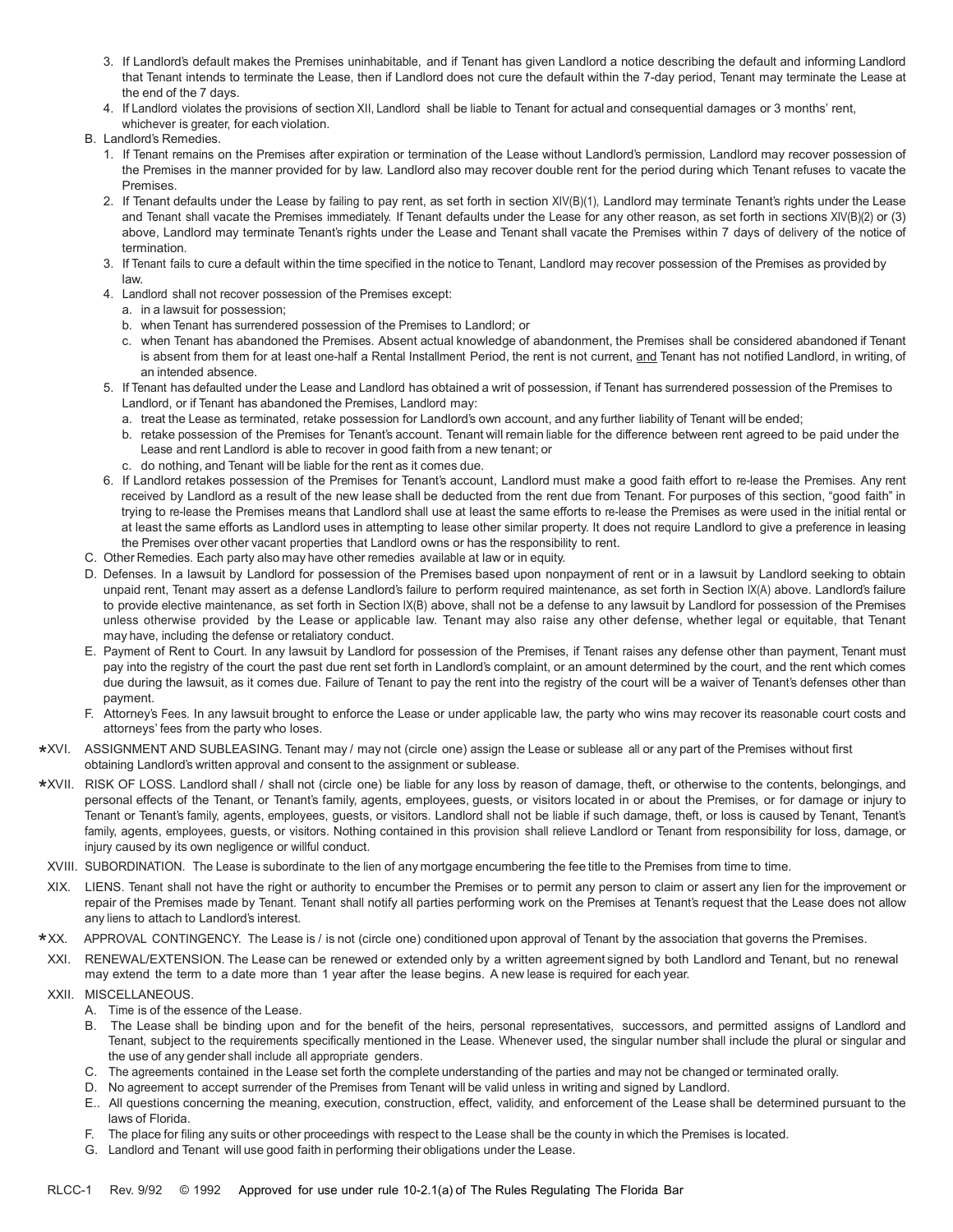3. If Landlord's default makes the Premises uninhabitable, and if Tenant has given Landlord a notice describing the default and informing Landlord that Tenant intends to terminate the Lease, then if Landlord does not cure the default within the 7-day period, Tenant may terminate the Lease at the end of the 7 days.
4. If Landlord violates the provisions of section XII, Landlord shall be liable to Tenant for actual and consequential damages or 3 months' rent, whichever is greater, for each violation.

B. Landlord's Remedies.
1. If Tenant remains on the Premises after expiration or termination of the Lease without Landlord's permission, Landlord may recover possession of the Premises in the manner provided for by law. Landlord also may recover double rent for the period during which Tenant refuses to vacate the Premises.
2. If Tenant defaults under the Lease by failing to pay rent, as set forth in section XIV(B)(1), Landlord may terminate Tenant's rights under the Lease and Tenant shall vacate the Premises immediately. If Tenant defaults under the Lease for any other reason, as set forth in sections XIV(B)(2) or (3) above, Landlord may terminate Tenant's rights under the Lease and Tenant shall vacate the Premises within 7 days of delivery of the notice of termination.
3. If Tenant fails to cure a default within the time specified in the notice to Tenant, Landlord may recover possession of the Premises as provided by law.
4. Landlord shall not recover possession of the Premises except:
   a. in a lawsuit for possession;
   b. when Tenant has surrendered possession of the Premises to Landlord; or
   c. when Tenant has abandoned the Premises. Absent actual knowledge of abandonment, the Premises shall be considered abandoned if Tenant is absent from them for at least one-half a Rental Installment Period, the rent is not current, <u>and</u> Tenant has not notified Landlord, in writing, of an intended absence.
5. If Tenant has defaulted under the Lease and Landlord has obtained a writ of possession, if Tenant has surrendered possession of the Premises to Landlord, or if Tenant has abandoned the Premises, Landlord may:
   a. treat the Lease as terminated, retake possession for Landlord's own account, and any further liability of Tenant will be ended;
   b. retake possession of the Premises for Tenant's account. Tenant will remain liable for the difference between rent agreed to be paid under the Lease and rent Landlord is able to recover in good faith from a new tenant; or
   c. do nothing, and Tenant will be liable for the rent as it comes due.
6. If Landlord retakes possession of the Premises for Tenant's account, Landlord must make a good faith effort to re-lease the Premises. Any rent received by Landlord as a result of the new lease shall be deducted from the rent due from Tenant. For purposes of this section, "good faith" in trying to re-lease the Premises means that Landlord shall use at least the same efforts to re-lease the Premises as were used in the initial rental or at least the same efforts as Landlord uses in attempting to lease other similar property. It does not require Landlord to give a preference in leasing the Premises over other vacant properties that Landlord owns or has the responsibility to rent.

C. Other Remedies. Each party also may have other remedies available at law or in equity.

D. Defenses. In a lawsuit by Landlord for possession of the Premises based upon nonpayment of rent or in a lawsuit by Landlord seeking to obtain unpaid rent, Tenant may assert as a defense Landlord's failure to perform required maintenance, as set forth in Section IX(A) above. Landlord's failure to provide elective maintenance, as set forth in Section IX(B) above, shall not be a defense to any lawsuit by Landlord for possession of the Premises unless otherwise provided by the Lease or applicable law. Tenant may also raise any other defense, whether legal or equitable, that Tenant may have, including the defense or retaliatory conduct.

E. Payment of Rent to Court. In any lawsuit by Landlord for possession of the Premises, if Tenant raises any defense other than payment, Tenant must pay into the registry of the court the past due rent set forth in Landlord's complaint, or an amount determined by the court, and the rent which comes due during the lawsuit, as it comes due. Failure of Tenant to pay the rent into the registry of the court will be a waiver of Tenant's defenses other than payment.

F. Attorney's Fees. In any lawsuit brought to enforce the Lease or under applicable law, the party who wins may recover its reasonable court costs and attorneys' fees from the party who loses.

*XVI. ASSIGNMENT AND SUBLEASING. Tenant may / may not (circle one) assign the Lease or sublease all or any part of the Premises without first obtaining Landlord's written approval and consent to the assignment or sublease.

*XVII. RISK OF LOSS. Landlord shall / shall not (circle one) be liable for any loss by reason of damage, theft, or otherwise to the contents, belongings, and personal effects of the Tenant, or Tenant's family, agents, employees, guests, or visitors located in or about the Premises, or for damage or injury to Tenant or Tenant's family, agents, employees, guests, or visitors. Landlord shall not be liable if such damage, theft, or loss is caused by Tenant, Tenant's family, agents, employees, guests, or visitors. Nothing contained in this provision shall relieve Landlord or Tenant from responsibility for loss, damage, or injury caused by its own negligence or willful conduct.

XVIII. SUBORDINATION. The Lease is subordinate to the lien of any mortgage encumbering the fee title to the Premises from time to time.

XIX. LIENS. Tenant shall not have the right or authority to encumber the Premises or to permit any person to claim or assert any lien for the improvement or repair of the Premises made by Tenant. Tenant shall notify all parties performing work on the Premises at Tenant's request that the Lease does not allow any liens to attach to Landlord's interest.

*XX. APPROVAL CONTINGENCY. The Lease is / is not (circle one) conditioned upon approval of Tenant by the association that governs the Premises.

XXI. RENEWAL/EXTENSION. The Lease can be renewed or extended only by a written agreement signed by both Landlord and Tenant, but no renewal may extend the term to a date more than 1 year after the lease begins. A new lease is required for each year.

XXII. MISCELLANEOUS.

A. Time is of the essence of the Lease.

B. The Lease shall be binding upon and for the benefit of the heirs, personal representatives, successors, and permitted assigns of Landlord and Tenant, subject to the requirements specifically mentioned in the Lease. Whenever used, the singular number shall include the plural or singular and the use of any gender shall include all appropriate genders.

C. The agreements contained in the Lease set forth the complete understanding of the parties and may not be changed or terminated orally.

D. No agreement to accept surrender of the Premises from Tenant will be valid unless in writing and signed by Landlord.

E.. All questions concerning the meaning, execution, construction, effect, validity, and enforcement of the Lease shall be determined pursuant to the laws of Florida.

F. The place for filing any suits or other proceedings with respect to the Lease shall be the county in which the Premises is located.

G. Landlord and Tenant will use good faith in performing their obligations under the Lease.

RLCC-1 Rev. 9/92 © 1992 Approved for use under rule 10-2.1(a) of The Rules Regulating The Florida Bar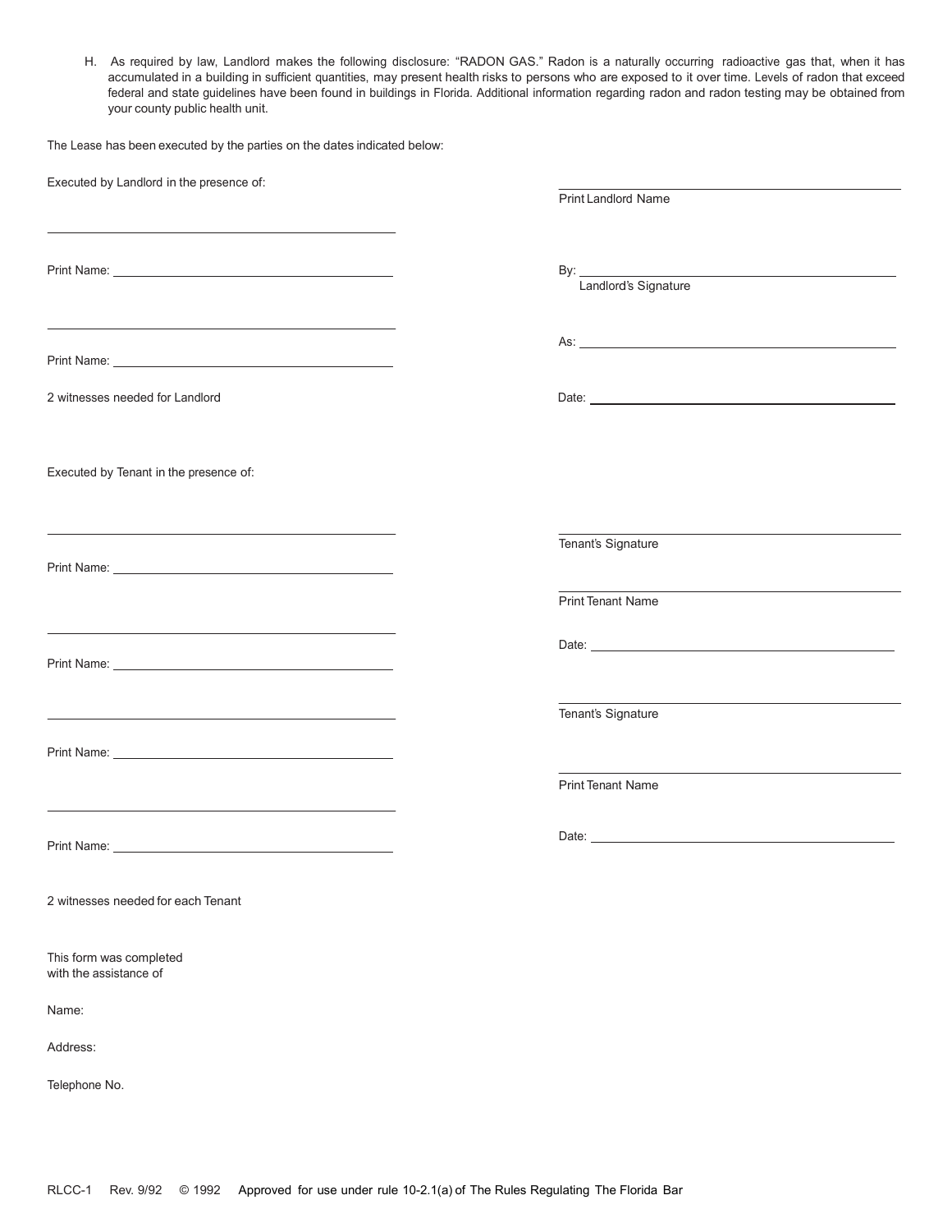H. As required by law, Landlord makes the following disclosure: "RADON GAS." Radon is a naturally occurring radioactive gas that, when it has accumulated in a building in sufficient quantities, may present health risks to persons who are exposed to it over time. Levels of radon that exceed federal and state guidelines have been found in buildings in Florida. Additional information regarding radon and radon testing may be obtained from your county public health unit.

The Lease has been executed by the parties on the dates indicated below:

Executed by Landlord in the presence of:

______________________________________

Print Name: ____________________________

______________________________________

Print Name: ____________________________

2 witnesses needed for Landlord

______________________________________
Print Landlord Name

By: ____________________________________
Landlord's Signature

As: ____________________________________

Date: __________________________________

Executed by Tenant in the presence of:

______________________________________

Print Name: ____________________________

______________________________________

Print Name: ____________________________

______________________________________

Print Name: ____________________________

______________________________________

Print Name: ____________________________

2 witnesses needed for each Tenant

______________________________________
Tenant's Signature

______________________________________
Print Tenant Name

Date: __________________________________

______________________________________
Tenant's Signature

______________________________________
Print Tenant Name

Date: __________________________________

This form was completed
with the assistance of

Name:

Address:

Telephone No.

RLCC-1 Rev. 9/92 © 1992 Approved for use under rule 10-2.1(a) of The Rules Regulating The Florida Bar